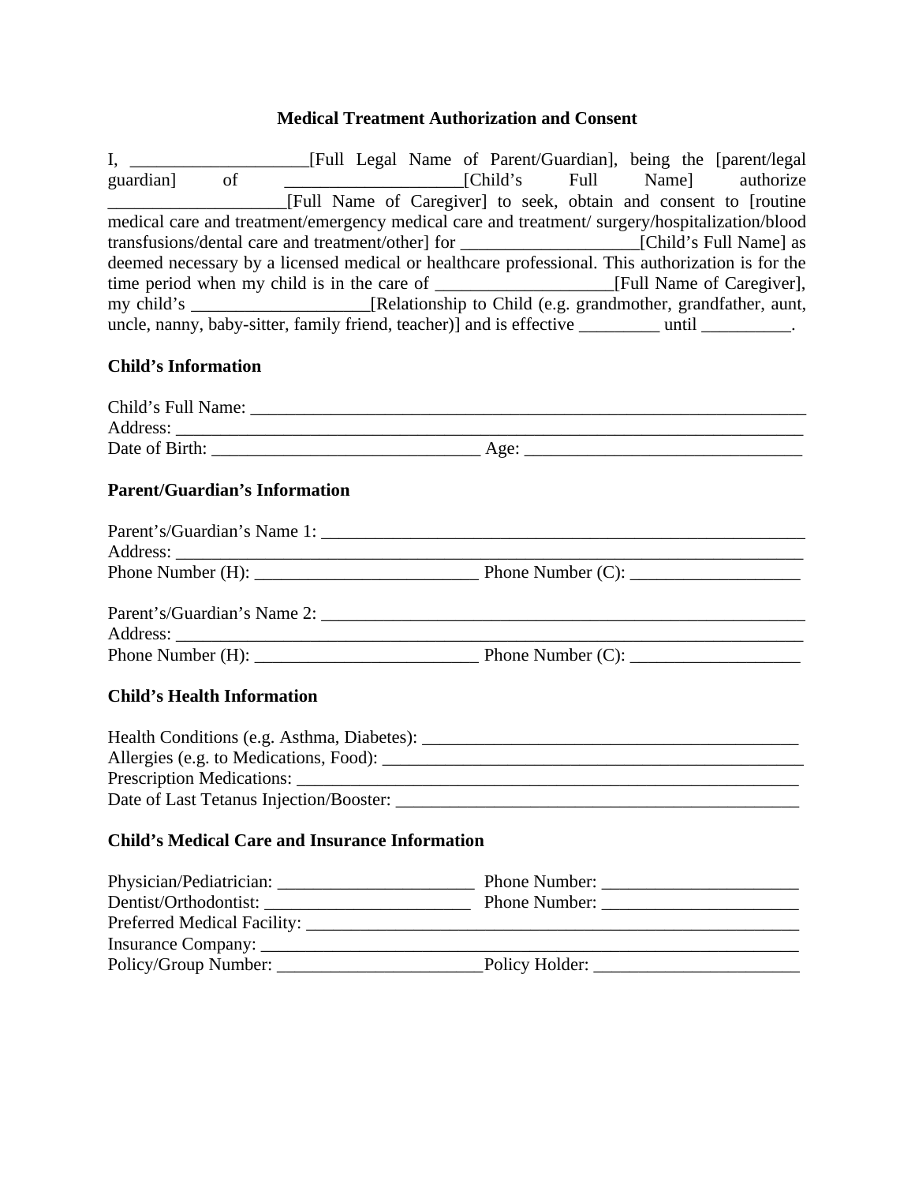# Medical Treatment Authorization and Consent

I, ____________________[Full Legal Name of Parent/Guardian], being the [parent/legal guardian] of ____________________[Child's Full Name] authorize ____________________[Full Name of Caregiver] to seek, obtain and consent to [routine medical care and treatment/emergency medical care and treatment/ surgery/hospitalization/blood transfusions/dental care and treatment/other] for ____________________[Child's Full Name] as deemed necessary by a licensed medical or healthcare professional. This authorization is for the time period when my child is in the care of ____________________[Full Name of Caregiver], my child's ____________________[Relationship to Child (e.g. grandmother, grandfather, aunt, uncle, nanny, baby-sitter, family friend, teacher)] and is effective _________ until __________.

**Child's Information**

Child's Full Name: ________________________________________________________________
Address: ______________________________________________________________________
Date of Birth: ______________________________ Age: ______________________________

**Parent/Guardian's Information**

Parent's/Guardian's Name 1: ______________________________________________________
Address: ______________________________________________________________________
Phone Number (H): _________________________ Phone Number (C): ___________________

Parent's/Guardian's Name 2: ______________________________________________________
Address: ______________________________________________________________________
Phone Number (H): _________________________ Phone Number (C): ___________________

**Child's Health Information**

Health Conditions (e.g. Asthma, Diabetes): __________________________________________
Allergies (e.g. to Medications, Food): ______________________________________________
Prescription Medications: ________________________________________________________
Date of Last Tetanus Injection/Booster: _____________________________________________

**Child's Medical Care and Insurance Information**

Physician/Pediatrician: ______________________ Phone Number: ______________________
Dentist/Orthodontist: _______________________ Phone Number: ______________________
Preferred Medical Facility: _______________________________________________________
Insurance Company: ____________________________________________________________
Policy/Group Number: _______________________Policy Holder: _______________________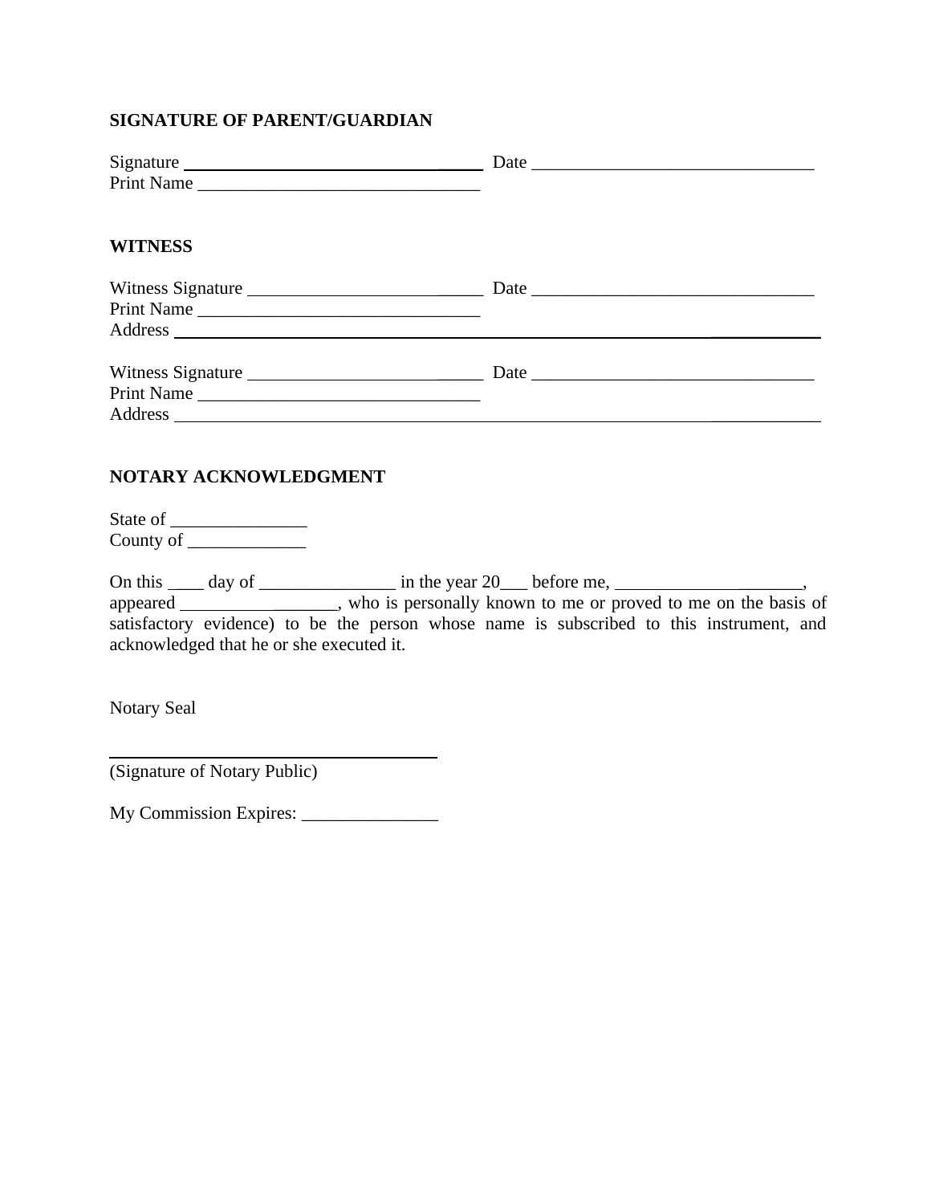**SIGNATURE OF PARENT/GUARDIAN**

Signature ________________________________ Date ______________________________
Print Name ______________________________

**WITNESS**

Witness Signature _________________________ Date ______________________________
Print Name ______________________________
Address _____________________________________________________________________

Witness Signature _________________________ Date ______________________________
Print Name ______________________________
Address _____________________________________________________________________

**NOTARY ACKNOWLEDGMENT**

State of ______________
County of ____________

On this ____ day of ______________ in the year 20___ before me, ____________________, appeared ________________, who is personally known to me or proved to me on the basis of satisfactory evidence) to be the person whose name is subscribed to this instrument, and acknowledged that he or she executed it.

Notary Seal

___________________________________
(Signature of Notary Public)

My Commission Expires: _______________